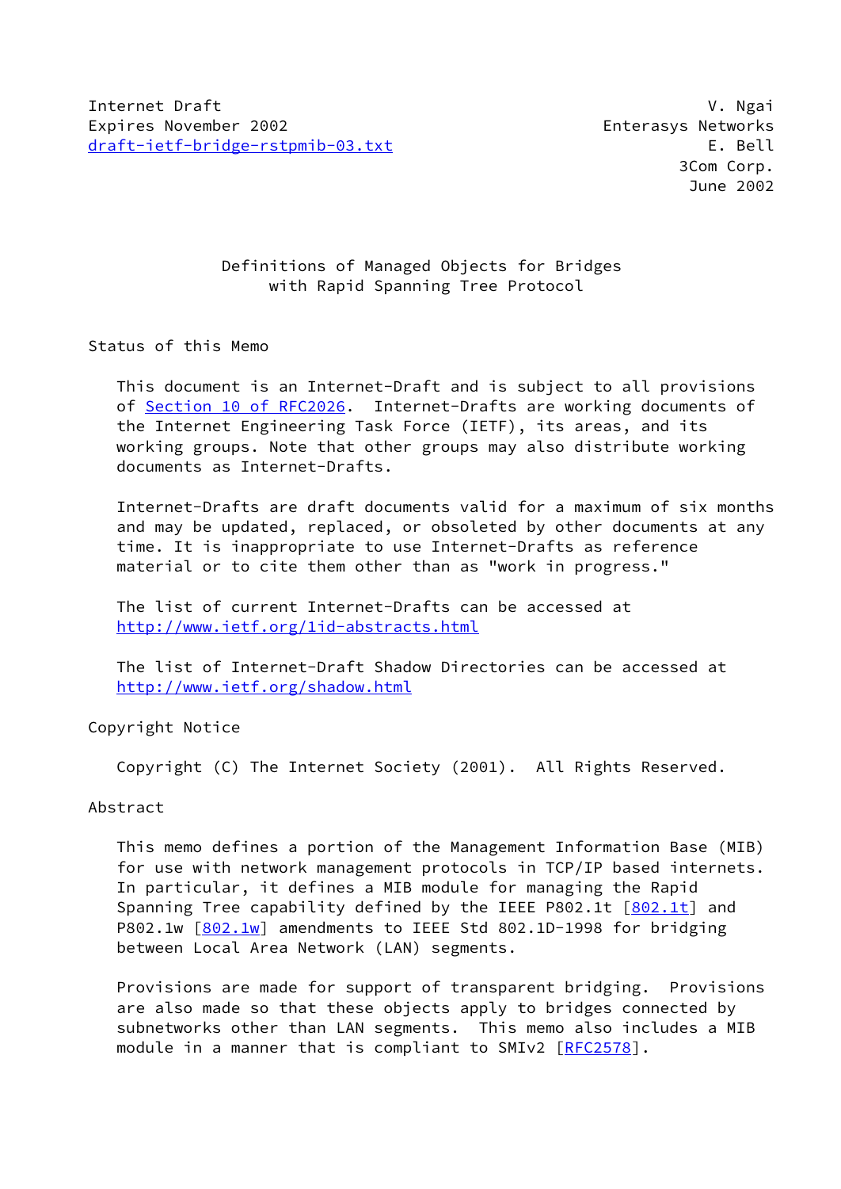Internet Draft                                              V. Ngai
Expires November 2002                            Enterasys Networks
draft-ietf-bridge-rstpmib-03.txt                            E. Bell
                                                         3Com Corp.
                                                          June 2002

# Definitions of Managed Objects for Bridges with Rapid Spanning Tree Protocol

## Status of this Memo

This document is an Internet-Draft and is subject to all provisions of Section 10 of RFC2026. Internet-Drafts are working documents of the Internet Engineering Task Force (IETF), its areas, and its working groups. Note that other groups may also distribute working documents as Internet-Drafts.

Internet-Drafts are draft documents valid for a maximum of six months and may be updated, replaced, or obsoleted by other documents at any time. It is inappropriate to use Internet-Drafts as reference material or to cite them other than as "work in progress."

The list of current Internet-Drafts can be accessed at http://www.ietf.org/1id-abstracts.html

The list of Internet-Draft Shadow Directories can be accessed at http://www.ietf.org/shadow.html

## Copyright Notice

Copyright (C) The Internet Society (2001). All Rights Reserved.

## Abstract

This memo defines a portion of the Management Information Base (MIB) for use with network management protocols in TCP/IP based internets. In particular, it defines a MIB module for managing the Rapid Spanning Tree capability defined by the IEEE P802.1t [802.1t] and P802.1w [802.1w] amendments to IEEE Std 802.1D-1998 for bridging between Local Area Network (LAN) segments.

Provisions are made for support of transparent bridging. Provisions are also made so that these objects apply to bridges connected by subnetworks other than LAN segments. This memo also includes a MIB module in a manner that is compliant to SMIv2 [RFC2578].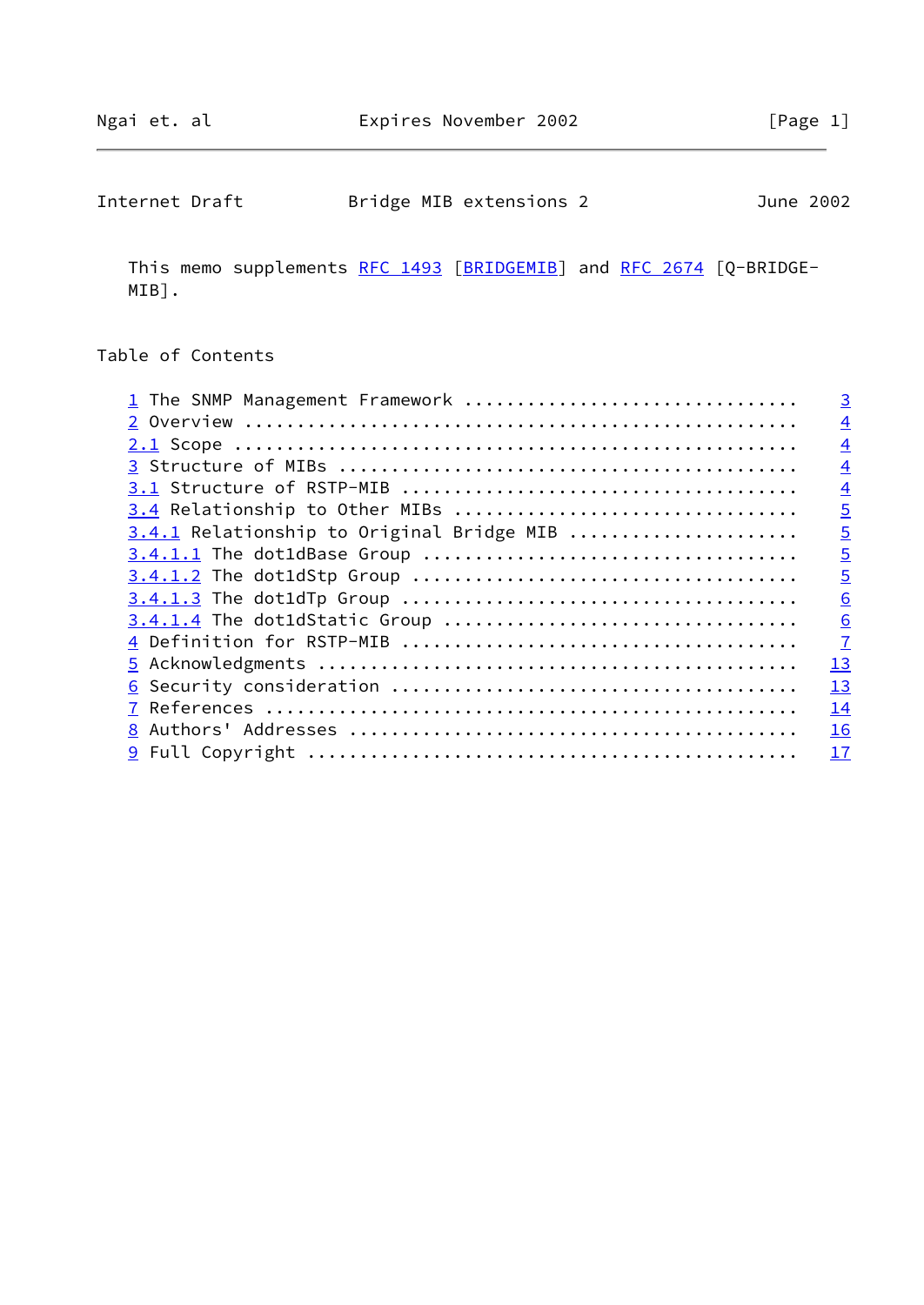This memo supplements RFC 1493 [BRIDGEMIB] and RFC 2674 [Q-BRIDGE-MIB].

## Table of Contents

```
1 The SNMP Management Framework ...............................    3
2 Overview ....................................................    4
2.1 Scope .....................................................    4
3 Structure of MIBs ...........................................    4
3.1 Structure of RSTP-MIB .....................................    4
3.4 Relationship to Other MIBs ................................    5
3.4.1 Relationship to Original Bridge MIB .....................    5
3.4.1.1 The dot1dBase Group ...................................    5
3.4.1.2 The dot1dStp Group ....................................    5
3.4.1.3 The dot1dTp Group .....................................    6
3.4.1.4 The dot1dStatic Group .................................    6
4 Definition for RSTP-MIB .....................................    7
5 Acknowledgments .............................................   13
6 Security consideration ......................................   13
7 References ..................................................   14
8 Authors' Addresses ..........................................   16
9 Full Copyright ..............................................   17
```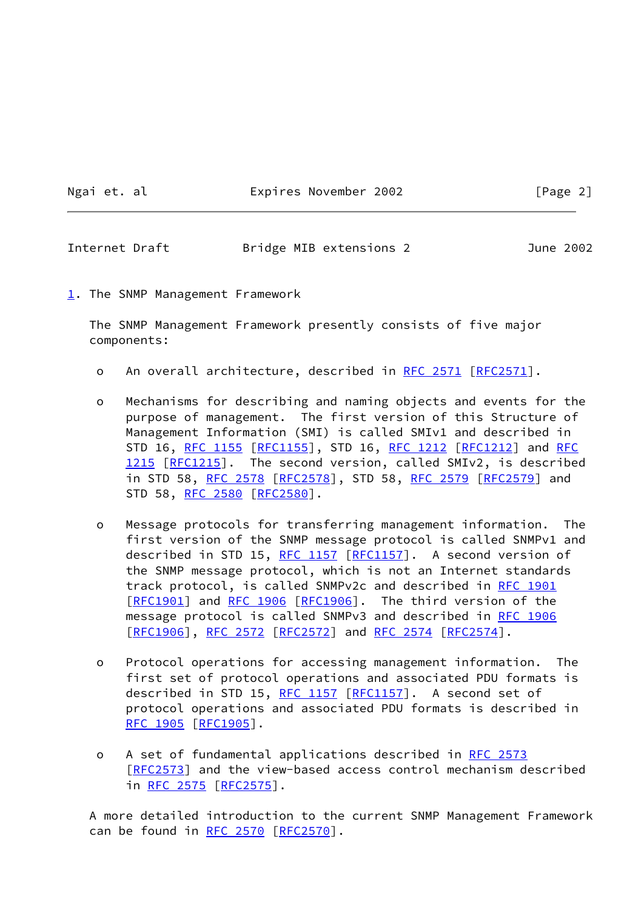## 1. The SNMP Management Framework

The SNMP Management Framework presently consists of five major components:

- An overall architecture, described in RFC 2571 [RFC2571].

- Mechanisms for describing and naming objects and events for the purpose of management. The first version of this Structure of Management Information (SMI) is called SMIv1 and described in STD 16, RFC 1155 [RFC1155], STD 16, RFC 1212 [RFC1212] and RFC 1215 [RFC1215]. The second version, called SMIv2, is described in STD 58, RFC 2578 [RFC2578], STD 58, RFC 2579 [RFC2579] and STD 58, RFC 2580 [RFC2580].

- Message protocols for transferring management information. The first version of the SNMP message protocol is called SNMPv1 and described in STD 15, RFC 1157 [RFC1157]. A second version of the SNMP message protocol, which is not an Internet standards track protocol, is called SNMPv2c and described in RFC 1901 [RFC1901] and RFC 1906 [RFC1906]. The third version of the message protocol is called SNMPv3 and described in RFC 1906 [RFC1906], RFC 2572 [RFC2572] and RFC 2574 [RFC2574].

- Protocol operations for accessing management information. The first set of protocol operations and associated PDU formats is described in STD 15, RFC 1157 [RFC1157]. A second set of protocol operations and associated PDU formats is described in RFC 1905 [RFC1905].

- A set of fundamental applications described in RFC 2573 [RFC2573] and the view-based access control mechanism described in RFC 2575 [RFC2575].

A more detailed introduction to the current SNMP Management Framework can be found in RFC 2570 [RFC2570].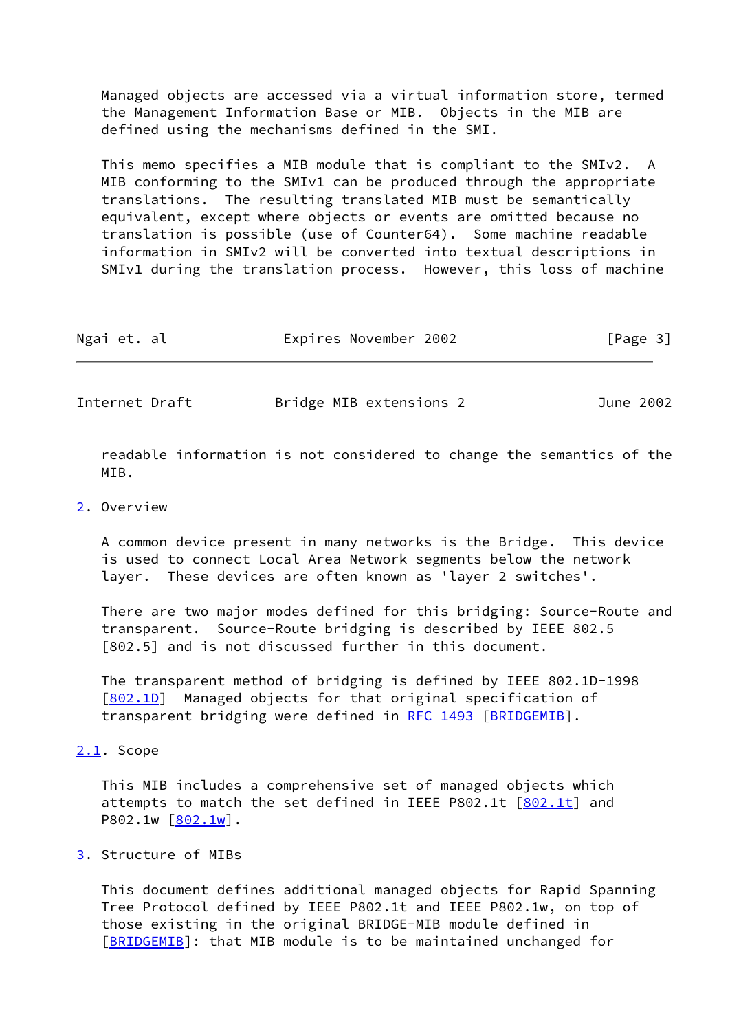Managed objects are accessed via a virtual information store, termed the Management Information Base or MIB. Objects in the MIB are defined using the mechanisms defined in the SMI.

This memo specifies a MIB module that is compliant to the SMIv2. A MIB conforming to the SMIv1 can be produced through the appropriate translations. The resulting translated MIB must be semantically equivalent, except where objects or events are omitted because no translation is possible (use of Counter64). Some machine readable information in SMIv2 will be converted into textual descriptions in SMIv1 during the translation process. However, this loss of machine readable information is not considered to change the semantics of the MIB.

## 2. Overview

A common device present in many networks is the Bridge. This device is used to connect Local Area Network segments below the network layer. These devices are often known as 'layer 2 switches'.

There are two major modes defined for this bridging: Source-Route and transparent. Source-Route bridging is described by IEEE 802.5 [802.5] and is not discussed further in this document.

The transparent method of bridging is defined by IEEE 802.1D-1998 [802.1D] Managed objects for that original specification of transparent bridging were defined in RFC 1493 [BRIDGEMIB].

### 2.1. Scope

This MIB includes a comprehensive set of managed objects which attempts to match the set defined in IEEE P802.1t [802.1t] and P802.1w [802.1w].

## 3. Structure of MIBs

This document defines additional managed objects for Rapid Spanning Tree Protocol defined by IEEE P802.1t and IEEE P802.1w, on top of those existing in the original BRIDGE-MIB module defined in [BRIDGEMIB]: that MIB module is to be maintained unchanged for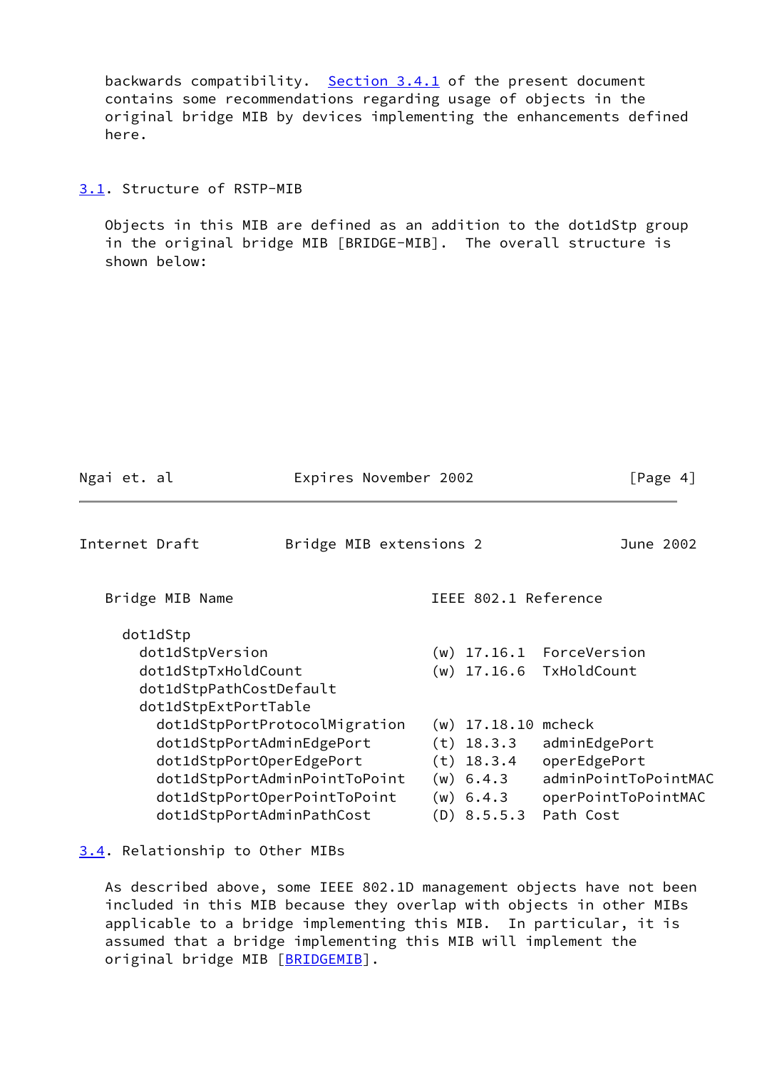backwards compatibility. Section 3.4.1 of the present document contains some recommendations regarding usage of objects in the original bridge MIB by devices implementing the enhancements defined here.

## 3.1. Structure of RSTP-MIB

Objects in this MIB are defined as an addition to the dot1dStp group in the original bridge MIB [BRIDGE-MIB]. The overall structure is shown below:

```
   Bridge MIB Name                      IEEE 802.1 Reference

     dot1dStp
       dot1dStpVersion                  (w) 17.16.1  ForceVersion
       dot1dStpTxHoldCount              (w) 17.16.6  TxHoldCount
       dot1dStpPathCostDefault
       dot1dStpExtPortTable
         dot1dStpPortProtocolMigration  (w) 17.18.10 mcheck
         dot1dStpPortAdminEdgePort      (t) 18.3.3   adminEdgePort
         dot1dStpPortOperEdgePort       (t) 18.3.4   operEdgePort
         dot1dStpPortAdminPointToPoint  (w) 6.4.3    adminPointToPointMAC
         dot1dStpPortOperPointToPoint   (w) 6.4.3    operPointToPointMAC
         dot1dStpPortAdminPathCost      (D) 8.5.5.3  Path Cost
```

## 3.4. Relationship to Other MIBs

As described above, some IEEE 802.1D management objects have not been included in this MIB because they overlap with objects in other MIBs applicable to a bridge implementing this MIB. In particular, it is assumed that a bridge implementing this MIB will implement the original bridge MIB [BRIDGEMIB].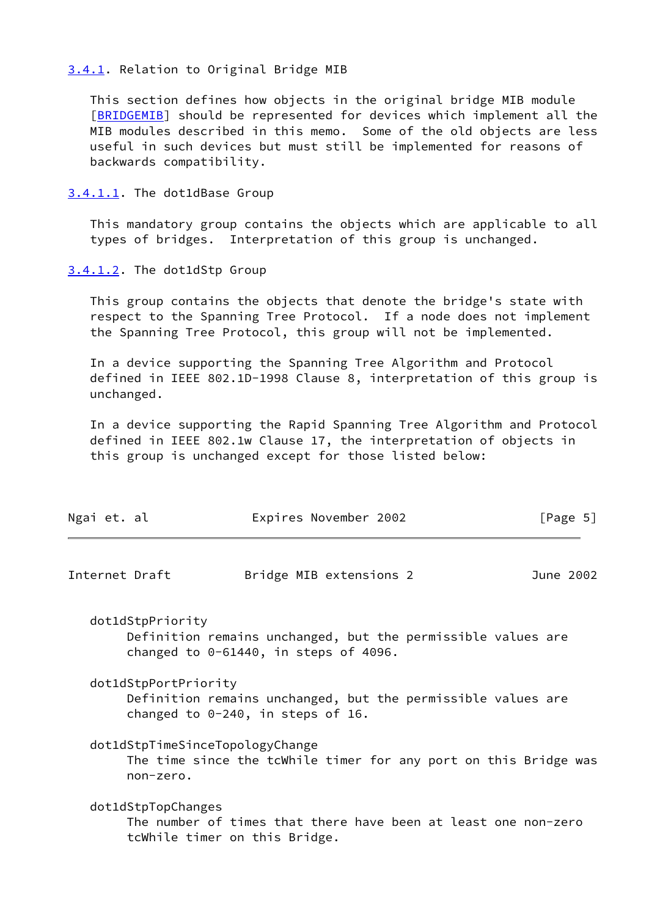### 3.4.1. Relation to Original Bridge MIB

This section defines how objects in the original bridge MIB module [BRIDGEMIB] should be represented for devices which implement all the MIB modules described in this memo. Some of the old objects are less useful in such devices but must still be implemented for reasons of backwards compatibility.

#### 3.4.1.1. The dot1dBase Group

This mandatory group contains the objects which are applicable to all types of bridges. Interpretation of this group is unchanged.

#### 3.4.1.2. The dot1dStp Group

This group contains the objects that denote the bridge's state with respect to the Spanning Tree Protocol. If a node does not implement the Spanning Tree Protocol, this group will not be implemented.

In a device supporting the Spanning Tree Algorithm and Protocol defined in IEEE 802.1D-1998 Clause 8, interpretation of this group is unchanged.

In a device supporting the Rapid Spanning Tree Algorithm and Protocol defined in IEEE 802.1w Clause 17, the interpretation of objects in this group is unchanged except for those listed below:

dot1dStpPriority
: Definition remains unchanged, but the permissible values are changed to 0-61440, in steps of 4096.

dot1dStpPortPriority
: Definition remains unchanged, but the permissible values are changed to 0-240, in steps of 16.

dot1dStpTimeSinceTopologyChange
: The time since the tcWhile timer for any port on this Bridge was non-zero.

dot1dStpTopChanges
: The number of times that there have been at least one non-zero tcWhile timer on this Bridge.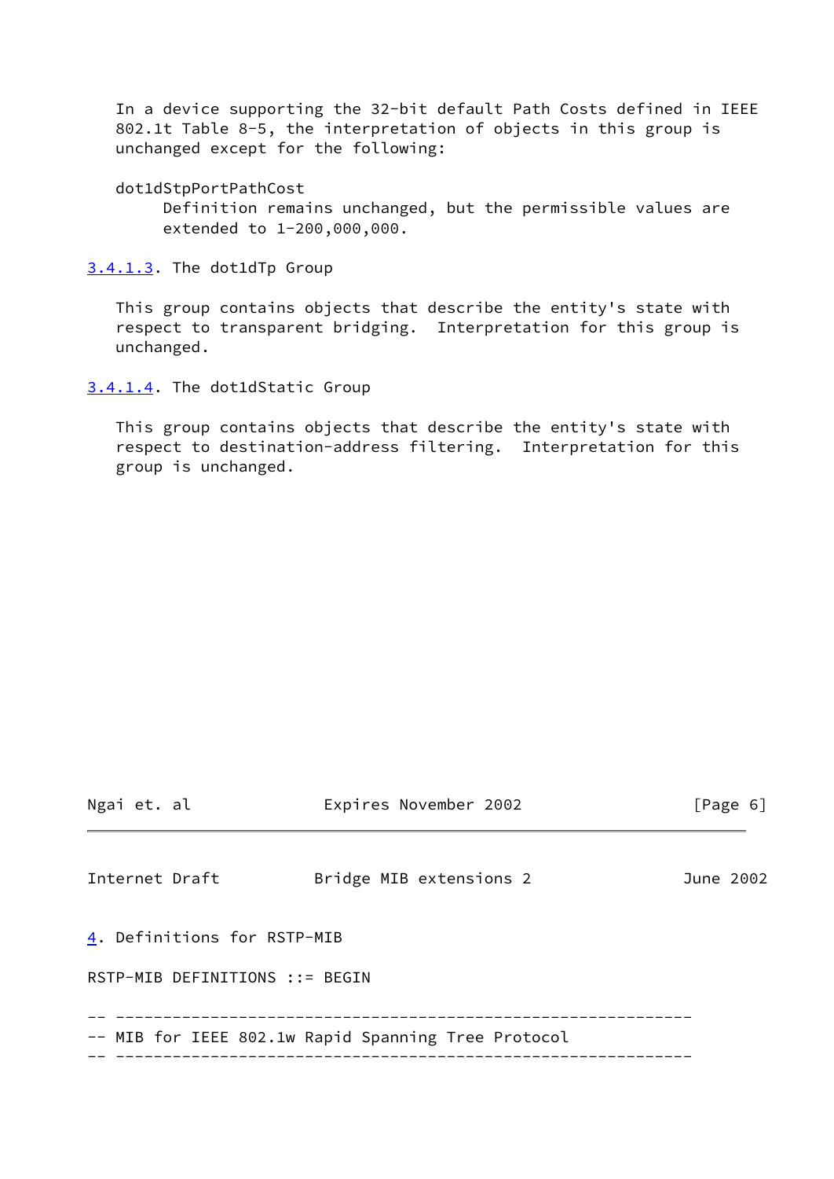In a device supporting the 32-bit default Path Costs defined in IEEE 802.1t Table 8-5, the interpretation of objects in this group is unchanged except for the following:

dot1dStpPortPathCost
    Definition remains unchanged, but the permissible values are extended to 1-200,000,000.

#### 3.4.1.3. The dot1dTp Group

This group contains objects that describe the entity's state with respect to transparent bridging. Interpretation for this group is unchanged.

#### 3.4.1.4. The dot1dStatic Group

This group contains objects that describe the entity's state with respect to destination-address filtering. Interpretation for this group is unchanged.

## 4. Definitions for RSTP-MIB

```
RSTP-MIB DEFINITIONS ::= BEGIN

-- -------------------------------------------------------------
-- MIB for IEEE 802.1w Rapid Spanning Tree Protocol
-- -------------------------------------------------------------
```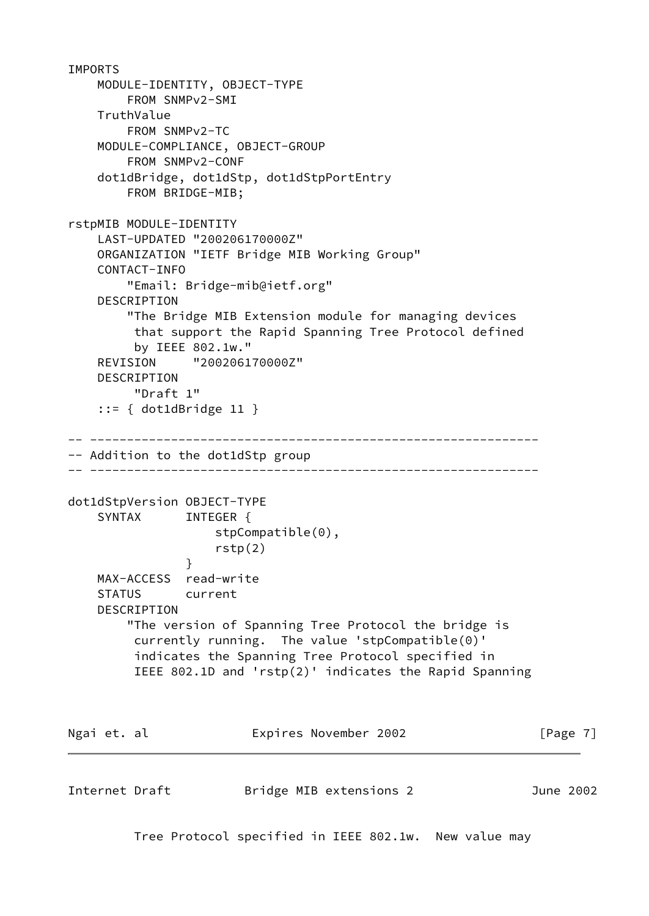```
IMPORTS
    MODULE-IDENTITY, OBJECT-TYPE
        FROM SNMPv2-SMI
    TruthValue
        FROM SNMPv2-TC
    MODULE-COMPLIANCE, OBJECT-GROUP
        FROM SNMPv2-CONF
    dot1dBridge, dot1dStp, dot1dStpPortEntry
        FROM BRIDGE-MIB;

rstpMIB MODULE-IDENTITY
    LAST-UPDATED "200206170000Z"
    ORGANIZATION "IETF Bridge MIB Working Group"
    CONTACT-INFO
        "Email: Bridge-mib@ietf.org"
    DESCRIPTION
        "The Bridge MIB Extension module for managing devices
         that support the Rapid Spanning Tree Protocol defined
         by IEEE 802.1w."
    REVISION     "200206170000Z"
    DESCRIPTION
         "Draft 1"
    ::= { dot1dBridge 11 }

-- ---------------------------------------------------------------
-- Addition to the dot1dStp group
-- ---------------------------------------------------------------

dot1dStpVersion OBJECT-TYPE
    SYNTAX      INTEGER {
                    stpCompatible(0),
                    rstp(2)
                }
    MAX-ACCESS  read-write
    STATUS      current
    DESCRIPTION
        "The version of Spanning Tree Protocol the bridge is
         currently running.  The value 'stpCompatible(0)'
         indicates the Spanning Tree Protocol specified in
         IEEE 802.1D and 'rstp(2)' indicates the Rapid Spanning
         Tree Protocol specified in IEEE 802.1w.  New value may
```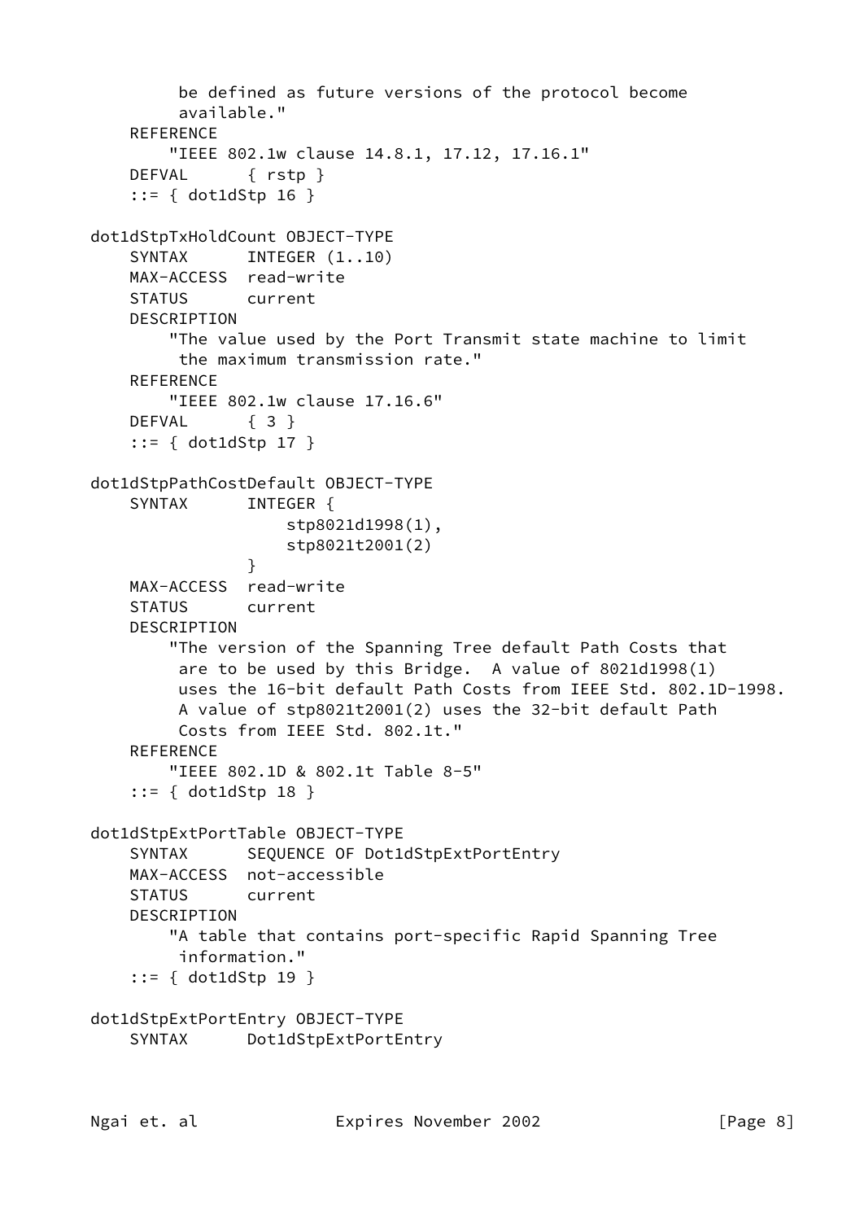```
         be defined as future versions of the protocol become
         available."
    REFERENCE
        "IEEE 802.1w clause 14.8.1, 17.12, 17.16.1"
    DEFVAL      { rstp }
    ::= { dot1dStp 16 }

dot1dStpTxHoldCount OBJECT-TYPE
    SYNTAX      INTEGER (1..10)
    MAX-ACCESS  read-write
    STATUS      current
    DESCRIPTION
        "The value used by the Port Transmit state machine to limit
         the maximum transmission rate."
    REFERENCE
        "IEEE 802.1w clause 17.16.6"
    DEFVAL      { 3 }
    ::= { dot1dStp 17 }

dot1dStpPathCostDefault OBJECT-TYPE
    SYNTAX      INTEGER {
                    stp8021d1998(1),
                    stp8021t2001(2)
                }
    MAX-ACCESS  read-write
    STATUS      current
    DESCRIPTION
        "The version of the Spanning Tree default Path Costs that
         are to be used by this Bridge.  A value of 8021d1998(1)
         uses the 16-bit default Path Costs from IEEE Std. 802.1D-1998.
         A value of stp8021t2001(2) uses the 32-bit default Path
         Costs from IEEE Std. 802.1t."
    REFERENCE
        "IEEE 802.1D & 802.1t Table 8-5"
    ::= { dot1dStp 18 }

dot1dStpExtPortTable OBJECT-TYPE
    SYNTAX      SEQUENCE OF Dot1dStpExtPortEntry
    MAX-ACCESS  not-accessible
    STATUS      current
    DESCRIPTION
        "A table that contains port-specific Rapid Spanning Tree
         information."
    ::= { dot1dStp 19 }

dot1dStpExtPortEntry OBJECT-TYPE
    SYNTAX      Dot1dStpExtPortEntry
```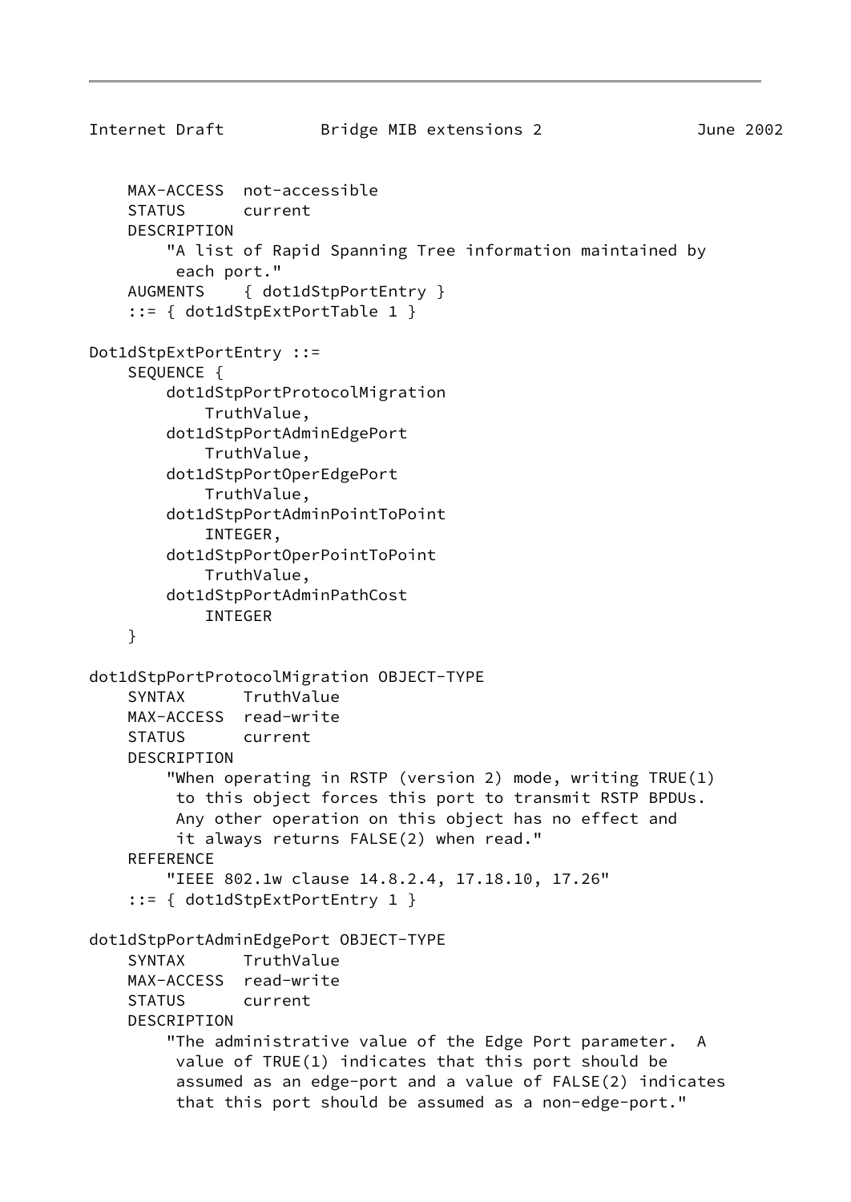```
    MAX-ACCESS  not-accessible
    STATUS      current
    DESCRIPTION
        "A list of Rapid Spanning Tree information maintained by
         each port."
    AUGMENTS    { dot1dStpPortEntry }
    ::= { dot1dStpExtPortTable 1 }

Dot1dStpExtPortEntry ::=
    SEQUENCE {
        dot1dStpPortProtocolMigration
            TruthValue,
        dot1dStpPortAdminEdgePort
            TruthValue,
        dot1dStpPortOperEdgePort
            TruthValue,
        dot1dStpPortAdminPointToPoint
            INTEGER,
        dot1dStpPortOperPointToPoint
            TruthValue,
        dot1dStpPortAdminPathCost
            INTEGER
    }

dot1dStpPortProtocolMigration OBJECT-TYPE
    SYNTAX      TruthValue
    MAX-ACCESS  read-write
    STATUS      current
    DESCRIPTION
        "When operating in RSTP (version 2) mode, writing TRUE(1)
         to this object forces this port to transmit RSTP BPDUs.
         Any other operation on this object has no effect and
         it always returns FALSE(2) when read."
    REFERENCE
        "IEEE 802.1w clause 14.8.2.4, 17.18.10, 17.26"
    ::= { dot1dStpExtPortEntry 1 }

dot1dStpPortAdminEdgePort OBJECT-TYPE
    SYNTAX      TruthValue
    MAX-ACCESS  read-write
    STATUS      current
    DESCRIPTION
        "The administrative value of the Edge Port parameter.  A
         value of TRUE(1) indicates that this port should be
         assumed as an edge-port and a value of FALSE(2) indicates
         that this port should be assumed as a non-edge-port."
```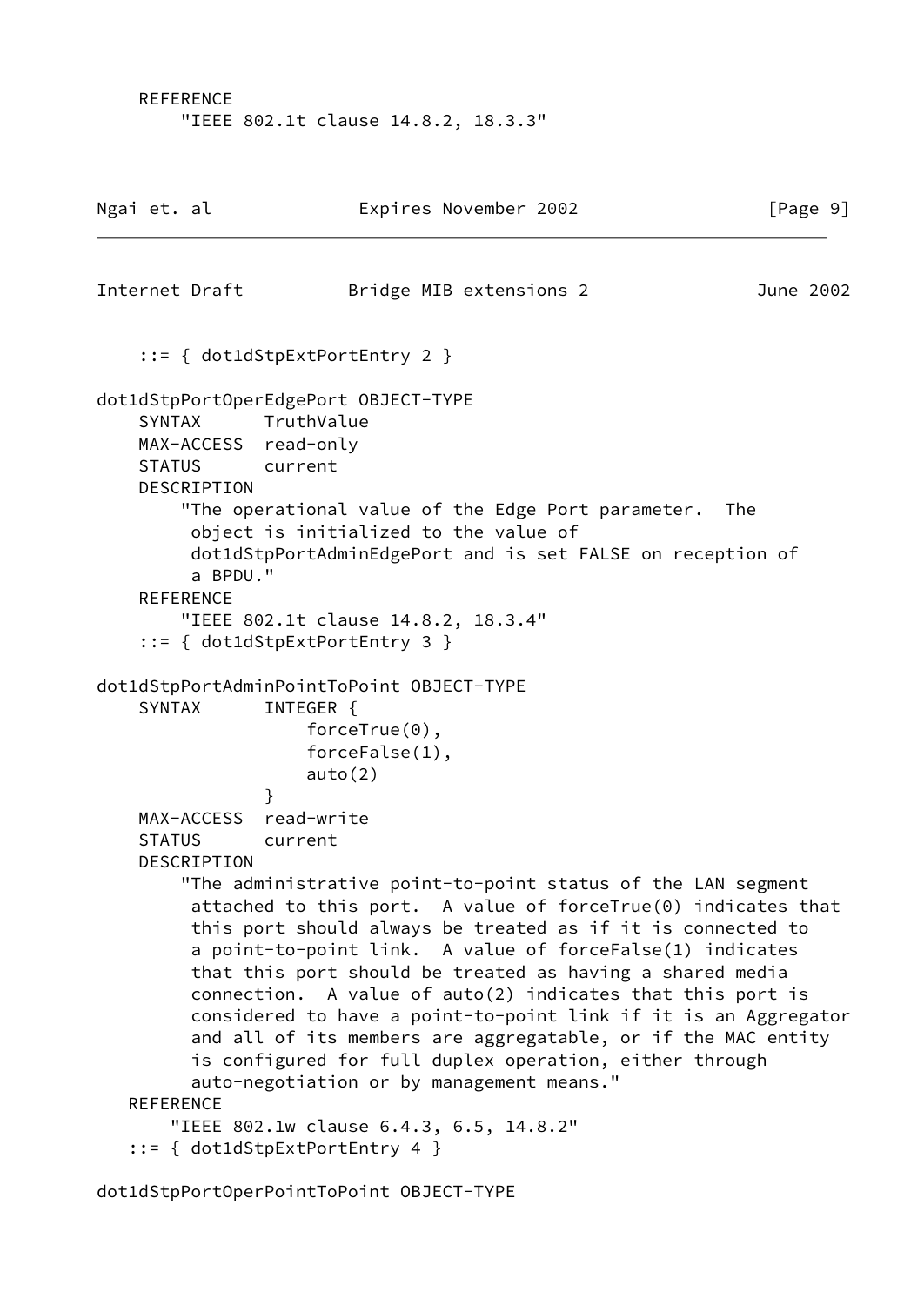```
    REFERENCE
        "IEEE 802.1t clause 14.8.2, 18.3.3"
```

```
    ::= { dot1dStpExtPortEntry 2 }

dot1dStpPortOperEdgePort OBJECT-TYPE
    SYNTAX      TruthValue
    MAX-ACCESS  read-only
    STATUS      current
    DESCRIPTION
        "The operational value of the Edge Port parameter.  The
         object is initialized to the value of
         dot1dStpPortAdminEdgePort and is set FALSE on reception of
         a BPDU."
    REFERENCE
        "IEEE 802.1t clause 14.8.2, 18.3.4"
    ::= { dot1dStpExtPortEntry 3 }

dot1dStpPortAdminPointToPoint OBJECT-TYPE
    SYNTAX      INTEGER {
                    forceTrue(0),
                    forceFalse(1),
                    auto(2)
                }
    MAX-ACCESS  read-write
    STATUS      current
    DESCRIPTION
        "The administrative point-to-point status of the LAN segment
         attached to this port.  A value of forceTrue(0) indicates that
         this port should always be treated as if it is connected to
         a point-to-point link.  A value of forceFalse(1) indicates
         that this port should be treated as having a shared media
         connection.  A value of auto(2) indicates that this port is
         considered to have a point-to-point link if it is an Aggregator
         and all of its members are aggregatable, or if the MAC entity
         is configured for full duplex operation, either through
         auto-negotiation or by management means."
   REFERENCE
       "IEEE 802.1w clause 6.4.3, 6.5, 14.8.2"
   ::= { dot1dStpExtPortEntry 4 }

dot1dStpPortOperPointToPoint OBJECT-TYPE
```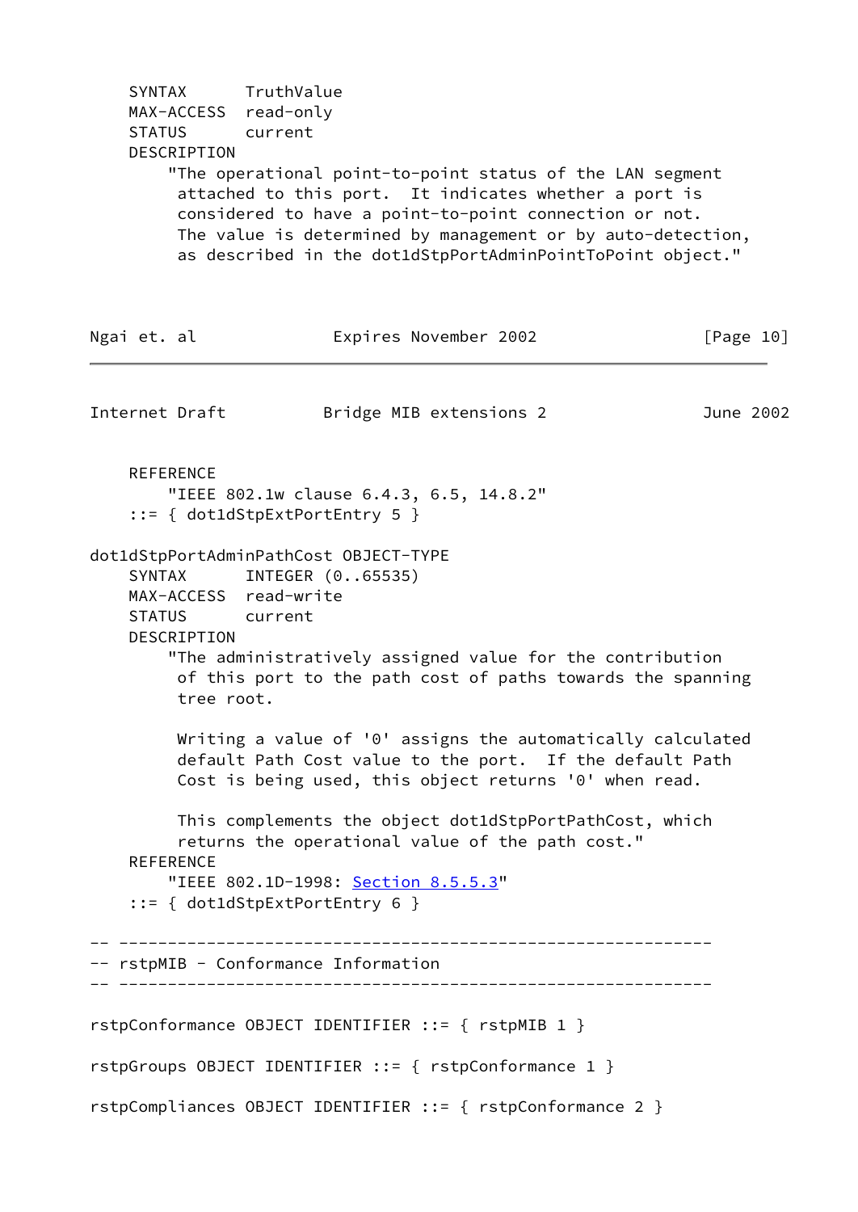```
    SYNTAX      TruthValue
    MAX-ACCESS  read-only
    STATUS      current
    DESCRIPTION
        "The operational point-to-point status of the LAN segment
         attached to this port.  It indicates whether a port is
         considered to have a point-to-point connection or not.
         The value is determined by management or by auto-detection,
         as described in the dot1dStpPortAdminPointToPoint object."
    REFERENCE
        "IEEE 802.1w clause 6.4.3, 6.5, 14.8.2"
    ::= { dot1dStpExtPortEntry 5 }

dot1dStpPortAdminPathCost OBJECT-TYPE
    SYNTAX      INTEGER (0..65535)
    MAX-ACCESS  read-write
    STATUS      current
    DESCRIPTION
        "The administratively assigned value for the contribution
         of this port to the path cost of paths towards the spanning
         tree root.

         Writing a value of '0' assigns the automatically calculated
         default Path Cost value to the port.  If the default Path
         Cost is being used, this object returns '0' when read.

         This complements the object dot1dStpPortPathCost, which
         returns the operational value of the path cost."
    REFERENCE
        "IEEE 802.1D-1998: Section 8.5.5.3"
    ::= { dot1dStpExtPortEntry 6 }

-- -------------------------------------------------------------
-- rstpMIB - Conformance Information
-- -------------------------------------------------------------

rstpConformance OBJECT IDENTIFIER ::= { rstpMIB 1 }

rstpGroups OBJECT IDENTIFIER ::= { rstpConformance 1 }

rstpCompliances OBJECT IDENTIFIER ::= { rstpConformance 2 }
```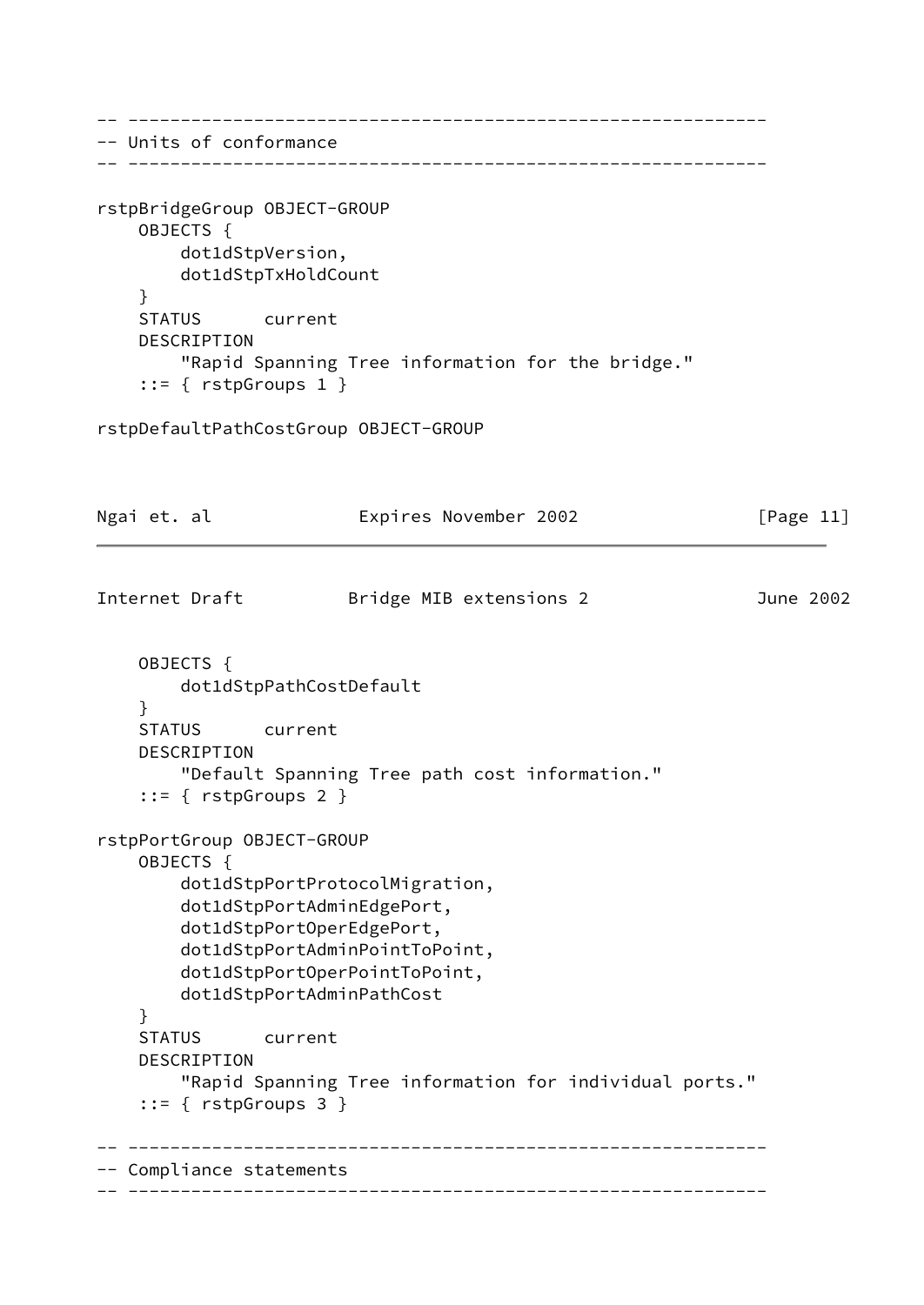```
-- -------------------------------------------------------------
-- Units of conformance
-- -------------------------------------------------------------

rstpBridgeGroup OBJECT-GROUP
    OBJECTS {
        dot1dStpVersion,
        dot1dStpTxHoldCount
    }
    STATUS      current
    DESCRIPTION
        "Rapid Spanning Tree information for the bridge."
    ::= { rstpGroups 1 }

rstpDefaultPathCostGroup OBJECT-GROUP
    OBJECTS {
        dot1dStpPathCostDefault
    }
    STATUS      current
    DESCRIPTION
        "Default Spanning Tree path cost information."
    ::= { rstpGroups 2 }

rstpPortGroup OBJECT-GROUP
    OBJECTS {
        dot1dStpPortProtocolMigration,
        dot1dStpPortAdminEdgePort,
        dot1dStpPortOperEdgePort,
        dot1dStpPortAdminPointToPoint,
        dot1dStpPortOperPointToPoint,
        dot1dStpPortAdminPathCost
    }
    STATUS      current
    DESCRIPTION
        "Rapid Spanning Tree information for individual ports."
    ::= { rstpGroups 3 }

-- -------------------------------------------------------------
-- Compliance statements
-- -------------------------------------------------------------
```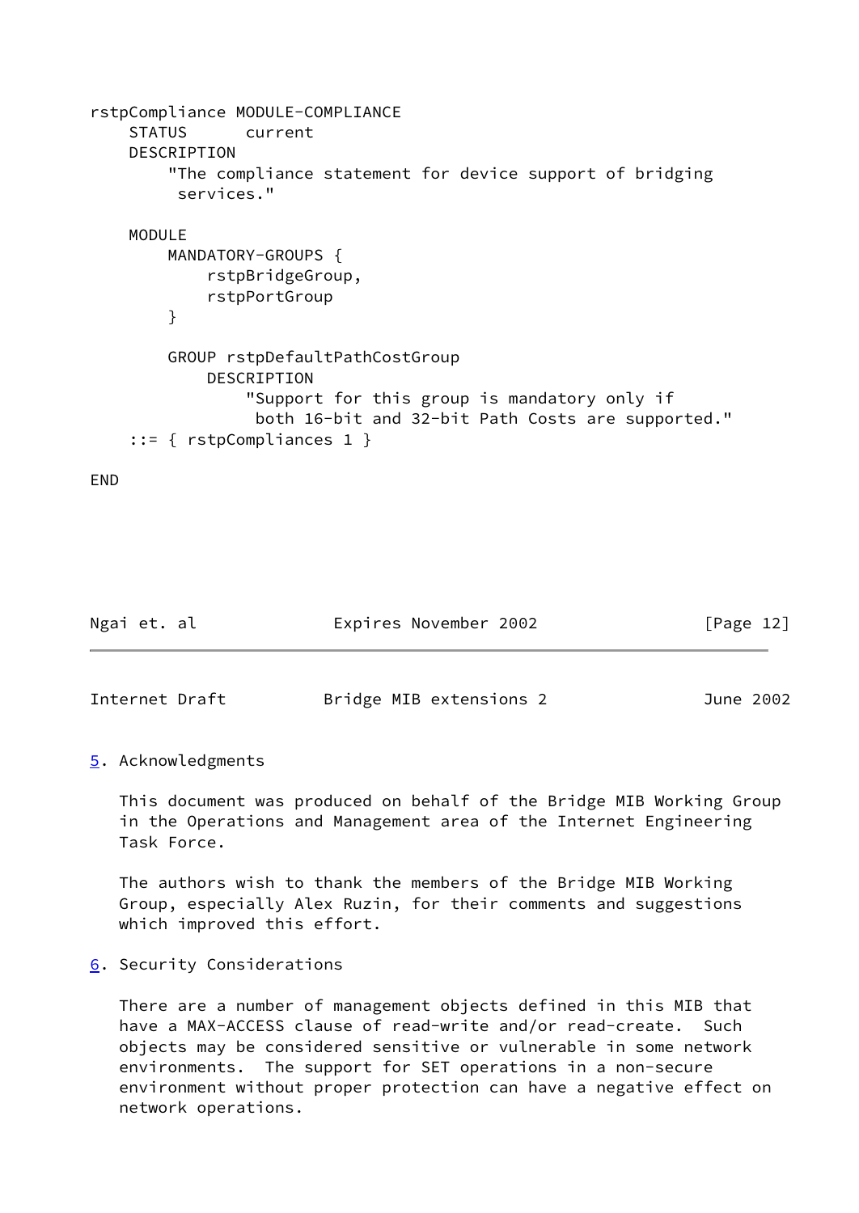```
rstpCompliance MODULE-COMPLIANCE
    STATUS      current
    DESCRIPTION
        "The compliance statement for device support of bridging
         services."

    MODULE
        MANDATORY-GROUPS {
            rstpBridgeGroup,
            rstpPortGroup
        }

        GROUP rstpDefaultPathCostGroup
            DESCRIPTION
                "Support for this group is mandatory only if
                 both 16-bit and 32-bit Path Costs are supported."
    ::= { rstpCompliances 1 }

END
```

## 5. Acknowledgments

This document was produced on behalf of the Bridge MIB Working Group in the Operations and Management area of the Internet Engineering Task Force.

The authors wish to thank the members of the Bridge MIB Working Group, especially Alex Ruzin, for their comments and suggestions which improved this effort.

## 6. Security Considerations

There are a number of management objects defined in this MIB that have a MAX-ACCESS clause of read-write and/or read-create. Such objects may be considered sensitive or vulnerable in some network environments. The support for SET operations in a non-secure environment without proper protection can have a negative effect on network operations.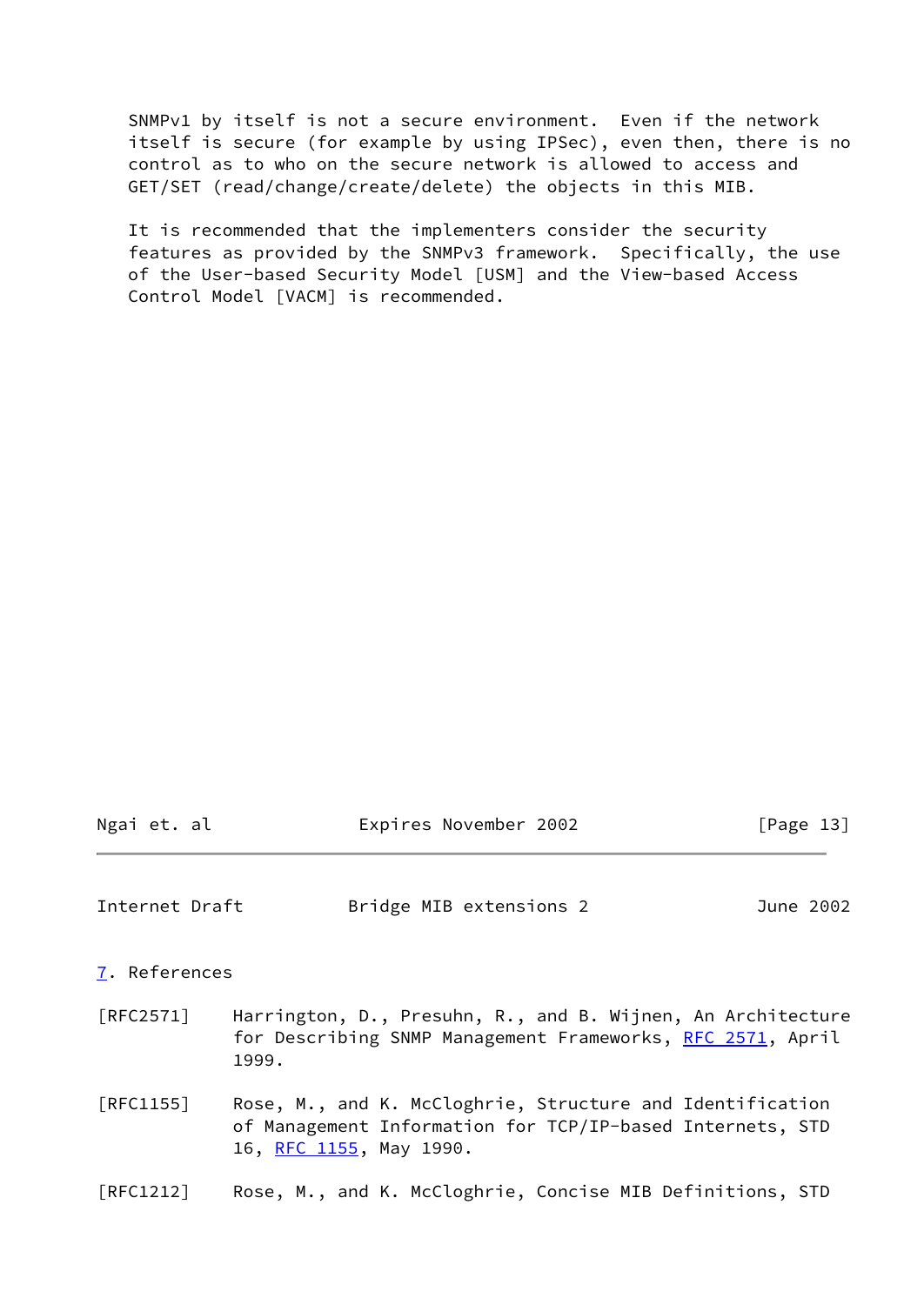SNMPv1 by itself is not a secure environment. Even if the network itself is secure (for example by using IPSec), even then, there is no control as to who on the secure network is allowed to access and GET/SET (read/change/create/delete) the objects in this MIB.

It is recommended that the implementers consider the security features as provided by the SNMPv3 framework. Specifically, the use of the User-based Security Model [USM] and the View-based Access Control Model [VACM] is recommended.

## 7. References

[RFC2571] Harrington, D., Presuhn, R., and B. Wijnen, An Architecture for Describing SNMP Management Frameworks, RFC 2571, April 1999.

[RFC1155] Rose, M., and K. McCloghrie, Structure and Identification of Management Information for TCP/IP-based Internets, STD 16, RFC 1155, May 1990.

[RFC1212] Rose, M., and K. McCloghrie, Concise MIB Definitions, STD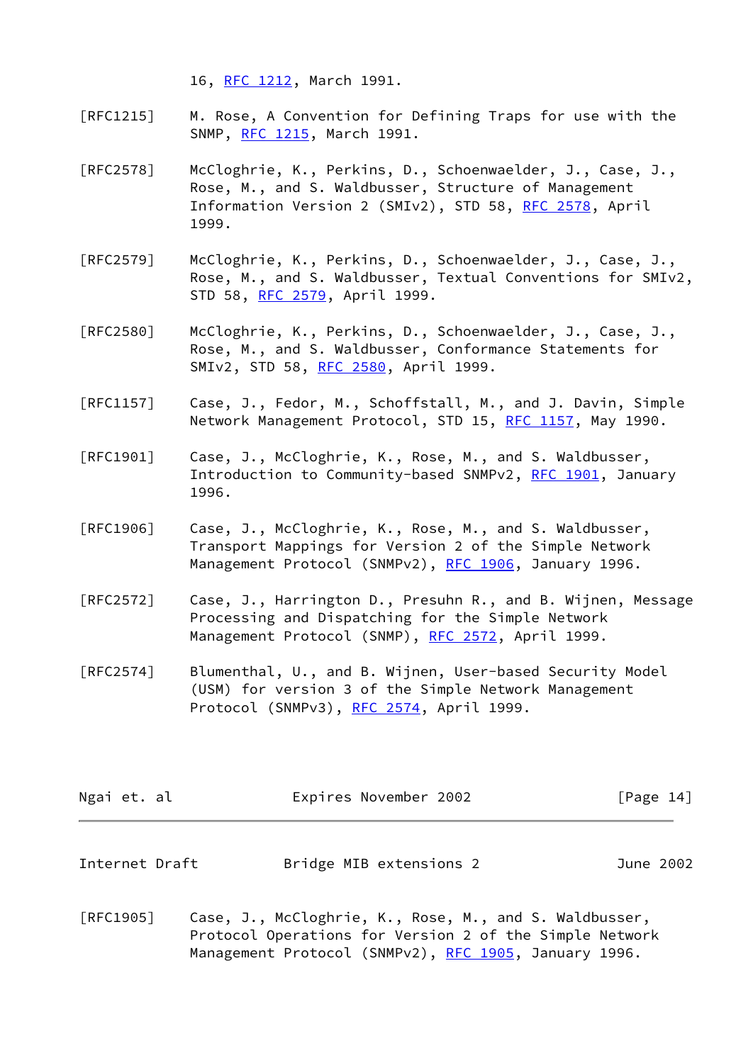16, RFC 1212, March 1991.

[RFC1215] M. Rose, A Convention for Defining Traps for use with the SNMP, RFC 1215, March 1991.

[RFC2578] McCloghrie, K., Perkins, D., Schoenwaelder, J., Case, J., Rose, M., and S. Waldbusser, Structure of Management Information Version 2 (SMIv2), STD 58, RFC 2578, April 1999.

[RFC2579] McCloghrie, K., Perkins, D., Schoenwaelder, J., Case, J., Rose, M., and S. Waldbusser, Textual Conventions for SMIv2, STD 58, RFC 2579, April 1999.

[RFC2580] McCloghrie, K., Perkins, D., Schoenwaelder, J., Case, J., Rose, M., and S. Waldbusser, Conformance Statements for SMIv2, STD 58, RFC 2580, April 1999.

[RFC1157] Case, J., Fedor, M., Schoffstall, M., and J. Davin, Simple Network Management Protocol, STD 15, RFC 1157, May 1990.

[RFC1901] Case, J., McCloghrie, K., Rose, M., and S. Waldbusser, Introduction to Community-based SNMPv2, RFC 1901, January 1996.

[RFC1906] Case, J., McCloghrie, K., Rose, M., and S. Waldbusser, Transport Mappings for Version 2 of the Simple Network Management Protocol (SNMPv2), RFC 1906, January 1996.

[RFC2572] Case, J., Harrington D., Presuhn R., and B. Wijnen, Message Processing and Dispatching for the Simple Network Management Protocol (SNMP), RFC 2572, April 1999.

[RFC2574] Blumenthal, U., and B. Wijnen, User-based Security Model (USM) for version 3 of the Simple Network Management Protocol (SNMPv3), RFC 2574, April 1999.

[RFC1905] Case, J., McCloghrie, K., Rose, M., and S. Waldbusser, Protocol Operations for Version 2 of the Simple Network Management Protocol (SNMPv2), RFC 1905, January 1996.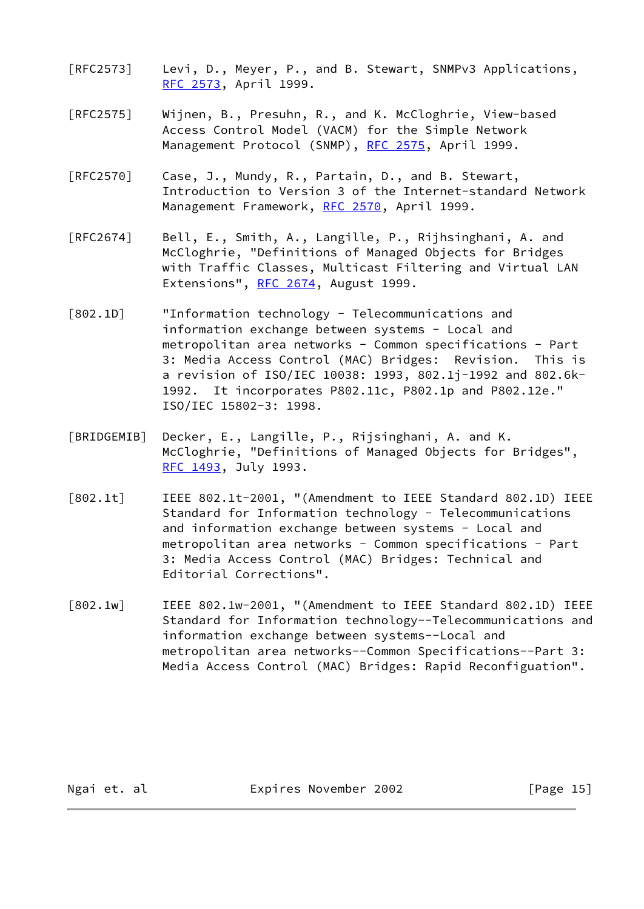[RFC2573] Levi, D., Meyer, P., and B. Stewart, SNMPv3 Applications, RFC 2573, April 1999.

[RFC2575] Wijnen, B., Presuhn, R., and K. McCloghrie, View-based Access Control Model (VACM) for the Simple Network Management Protocol (SNMP), RFC 2575, April 1999.

[RFC2570] Case, J., Mundy, R., Partain, D., and B. Stewart, Introduction to Version 3 of the Internet-standard Network Management Framework, RFC 2570, April 1999.

[RFC2674] Bell, E., Smith, A., Langille, P., Rijhsinghani, A. and McCloghrie, "Definitions of Managed Objects for Bridges with Traffic Classes, Multicast Filtering and Virtual LAN Extensions", RFC 2674, August 1999.

[802.1D] "Information technology - Telecommunications and information exchange between systems - Local and metropolitan area networks - Common specifications - Part 3: Media Access Control (MAC) Bridges: Revision. This is a revision of ISO/IEC 10038: 1993, 802.1j-1992 and 802.6k-1992. It incorporates P802.11c, P802.1p and P802.12e." ISO/IEC 15802-3: 1998.

[BRIDGEMIB] Decker, E., Langille, P., Rijsinghani, A. and K. McCloghrie, "Definitions of Managed Objects for Bridges", RFC 1493, July 1993.

[802.1t] IEEE 802.1t-2001, "(Amendment to IEEE Standard 802.1D) IEEE Standard for Information technology - Telecommunications and information exchange between systems - Local and metropolitan area networks - Common specifications - Part 3: Media Access Control (MAC) Bridges: Technical and Editorial Corrections".

[802.1w] IEEE 802.1w-2001, "(Amendment to IEEE Standard 802.1D) IEEE Standard for Information technology--Telecommunications and information exchange between systems--Local and metropolitan area networks--Common Specifications--Part 3: Media Access Control (MAC) Bridges: Rapid Reconfiguation".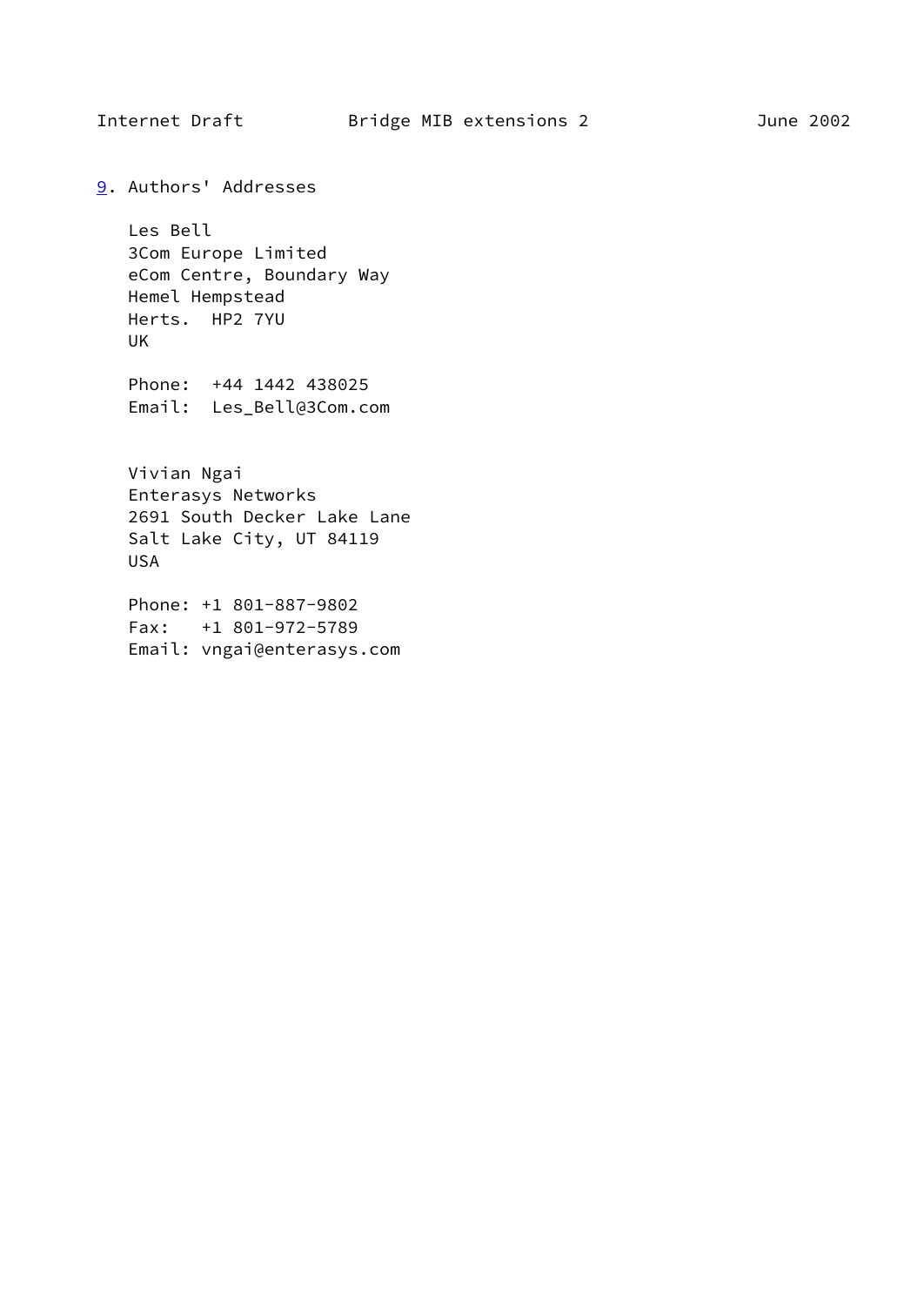## 9. Authors' Addresses

Les Bell
3Com Europe Limited
eCom Centre, Boundary Way
Hemel Hempstead
Herts.  HP2 7YU
UK

Phone:  +44 1442 438025
Email:  Les_Bell@3Com.com

Vivian Ngai
Enterasys Networks
2691 South Decker Lake Lane
Salt Lake City, UT 84119
USA

Phone: +1 801-887-9802
Fax:   +1 801-972-5789
Email: vngai@enterasys.com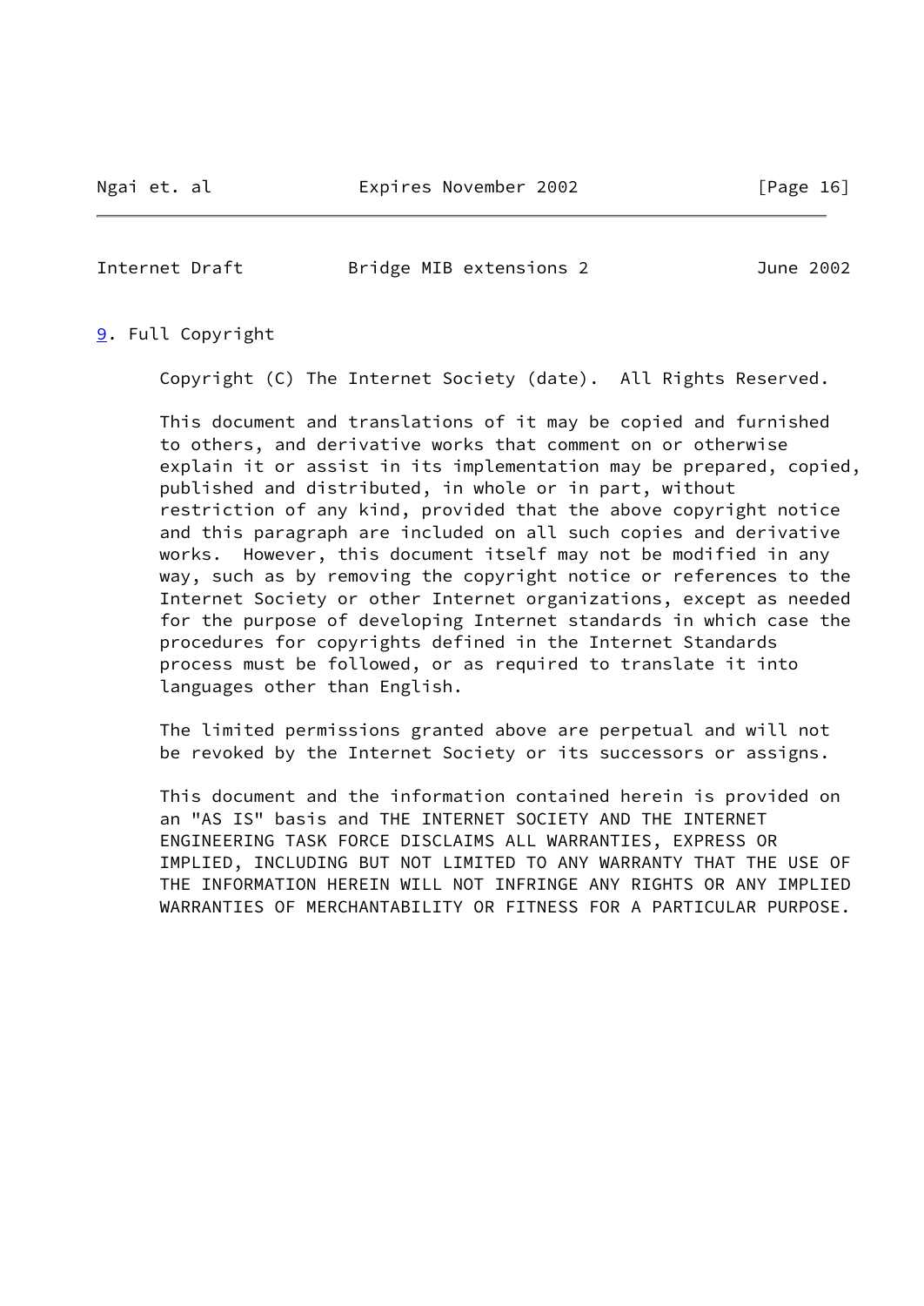## 9. Full Copyright

Copyright (C) The Internet Society (date). All Rights Reserved.

This document and translations of it may be copied and furnished to others, and derivative works that comment on or otherwise explain it or assist in its implementation may be prepared, copied, published and distributed, in whole or in part, without restriction of any kind, provided that the above copyright notice and this paragraph are included on all such copies and derivative works. However, this document itself may not be modified in any way, such as by removing the copyright notice or references to the Internet Society or other Internet organizations, except as needed for the purpose of developing Internet standards in which case the procedures for copyrights defined in the Internet Standards process must be followed, or as required to translate it into languages other than English.

The limited permissions granted above are perpetual and will not be revoked by the Internet Society or its successors or assigns.

This document and the information contained herein is provided on an "AS IS" basis and THE INTERNET SOCIETY AND THE INTERNET ENGINEERING TASK FORCE DISCLAIMS ALL WARRANTIES, EXPRESS OR IMPLIED, INCLUDING BUT NOT LIMITED TO ANY WARRANTY THAT THE USE OF THE INFORMATION HEREIN WILL NOT INFRINGE ANY RIGHTS OR ANY IMPLIED WARRANTIES OF MERCHANTABILITY OR FITNESS FOR A PARTICULAR PURPOSE.